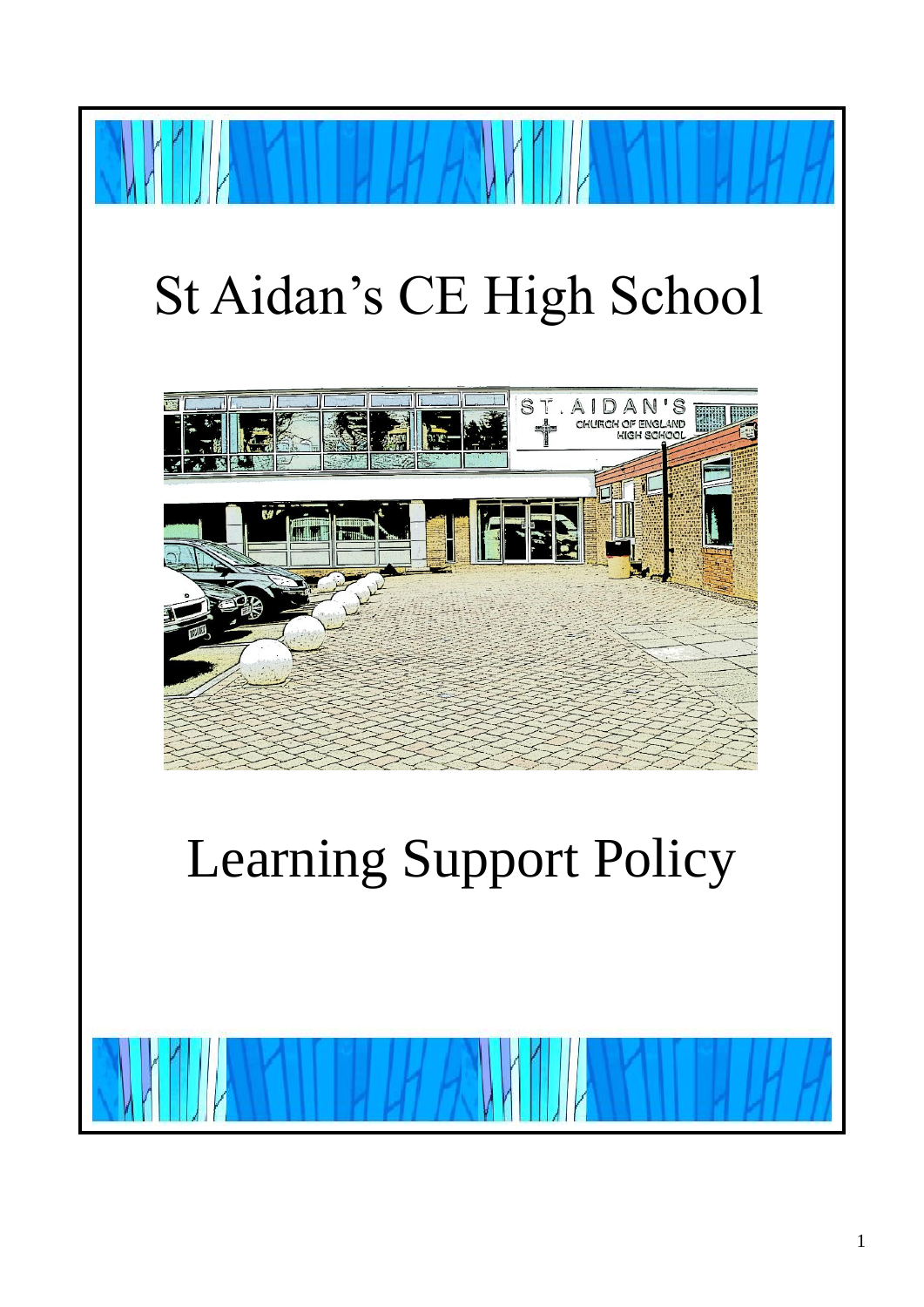# St Aidan's CE High School

# Learning Support Policy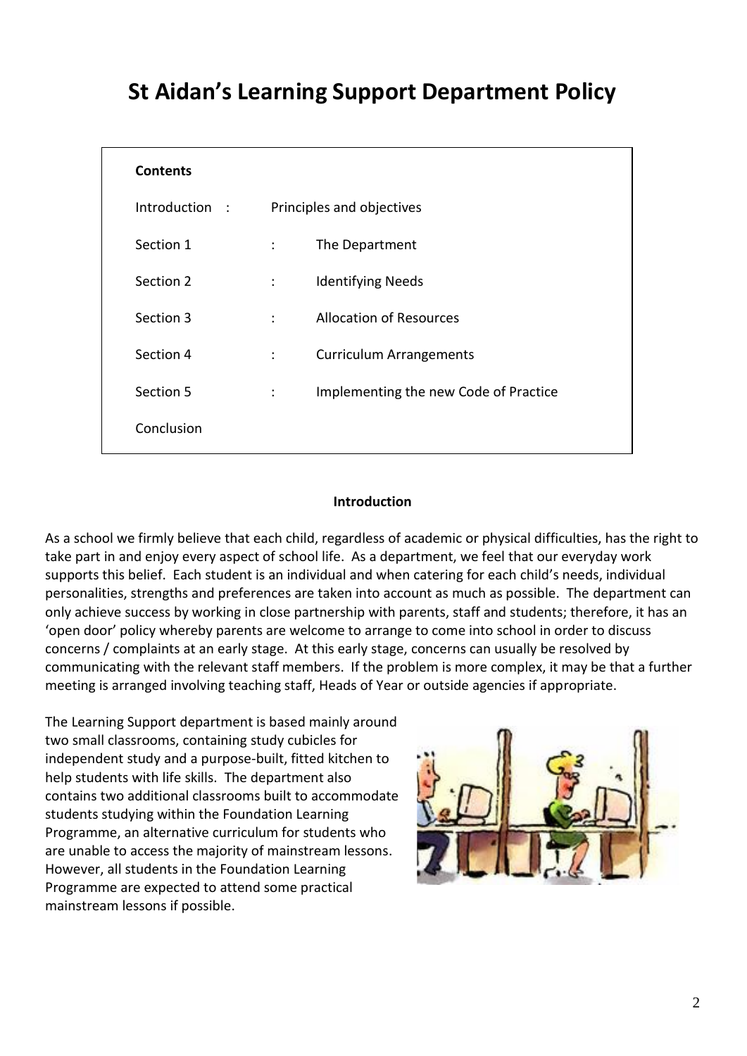# St Aidan's Learning Support Department Policy

**Contents**

| | | |
|---|---|---|
| Introduction | : | Principles and objectives |
| Section 1 | : | The Department |
| Section 2 | : | Identifying Needs |
| Section 3 | : | Allocation of Resources |
| Section 4 | : | Curriculum Arrangements |
| Section 5 | : | Implementing the new Code of Practice |
| Conclusion | | |

**Introduction**

As a school we firmly believe that each child, regardless of academic or physical difficulties, has the right to take part in and enjoy every aspect of school life. As a department, we feel that our everyday work supports this belief. Each student is an individual and when catering for each child's needs, individual personalities, strengths and preferences are taken into account as much as possible. The department can only achieve success by working in close partnership with parents, staff and students; therefore, it has an 'open door' policy whereby parents are welcome to arrange to come into school in order to discuss concerns / complaints at an early stage. At this early stage, concerns can usually be resolved by communicating with the relevant staff members. If the problem is more complex, it may be that a further meeting is arranged involving teaching staff, Heads of Year or outside agencies if appropriate.

The Learning Support department is based mainly around two small classrooms, containing study cubicles for independent study and a purpose-built, fitted kitchen to help students with life skills. The department also contains two additional classrooms built to accommodate students studying within the Foundation Learning Programme, an alternative curriculum for students who are unable to access the majority of mainstream lessons. However, all students in the Foundation Learning Programme are expected to attend some practical mainstream lessons if possible.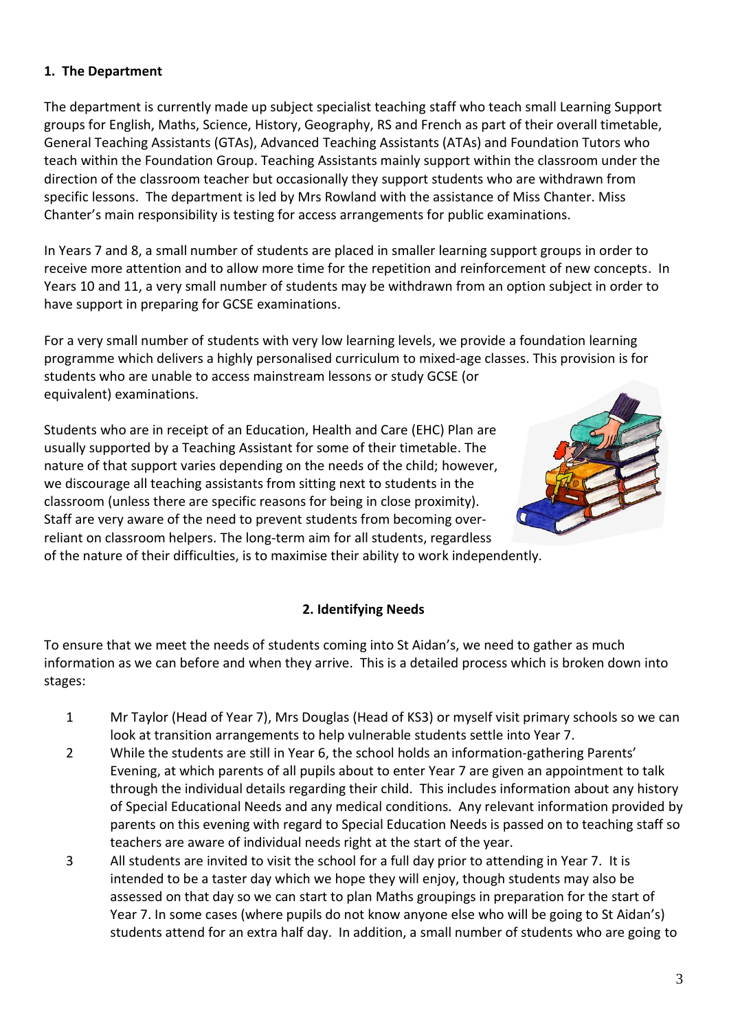## 1. The Department

The department is currently made up subject specialist teaching staff who teach small Learning Support groups for English, Maths, Science, History, Geography, RS and French as part of their overall timetable, General Teaching Assistants (GTAs), Advanced Teaching Assistants (ATAs) and Foundation Tutors who teach within the Foundation Group. Teaching Assistants mainly support within the classroom under the direction of the classroom teacher but occasionally they support students who are withdrawn from specific lessons. The department is led by Mrs Rowland with the assistance of Miss Chanter. Miss Chanter's main responsibility is testing for access arrangements for public examinations.

In Years 7 and 8, a small number of students are placed in smaller learning support groups in order to receive more attention and to allow more time for the repetition and reinforcement of new concepts. In Years 10 and 11, a very small number of students may be withdrawn from an option subject in order to have support in preparing for GCSE examinations.

For a very small number of students with very low learning levels, we provide a foundation learning programme which delivers a highly personalised curriculum to mixed-age classes. This provision is for students who are unable to access mainstream lessons or study GCSE (or equivalent) examinations.

Students who are in receipt of an Education, Health and Care (EHC) Plan are usually supported by a Teaching Assistant for some of their timetable. The nature of that support varies depending on the needs of the child; however, we discourage all teaching assistants from sitting next to students in the classroom (unless there are specific reasons for being in close proximity). Staff are very aware of the need to prevent students from becoming over-reliant on classroom helpers. The long-term aim for all students, regardless of the nature of their difficulties, is to maximise their ability to work independently.

## 2. Identifying Needs

To ensure that we meet the needs of students coming into St Aidan's, we need to gather as much information as we can before and when they arrive. This is a detailed process which is broken down into stages:

1. Mr Taylor (Head of Year 7), Mrs Douglas (Head of KS3) or myself visit primary schools so we can look at transition arrangements to help vulnerable students settle into Year 7.
2. While the students are still in Year 6, the school holds an information-gathering Parents' Evening, at which parents of all pupils about to enter Year 7 are given an appointment to talk through the individual details regarding their child. This includes information about any history of Special Educational Needs and any medical conditions. Any relevant information provided by parents on this evening with regard to Special Education Needs is passed on to teaching staff so teachers are aware of individual needs right at the start of the year.
3. All students are invited to visit the school for a full day prior to attending in Year 7. It is intended to be a taster day which we hope they will enjoy, though students may also be assessed on that day so we can start to plan Maths groupings in preparation for the start of Year 7. In some cases (where pupils do not know anyone else who will be going to St Aidan's) students attend for an extra half day. In addition, a small number of students who are going to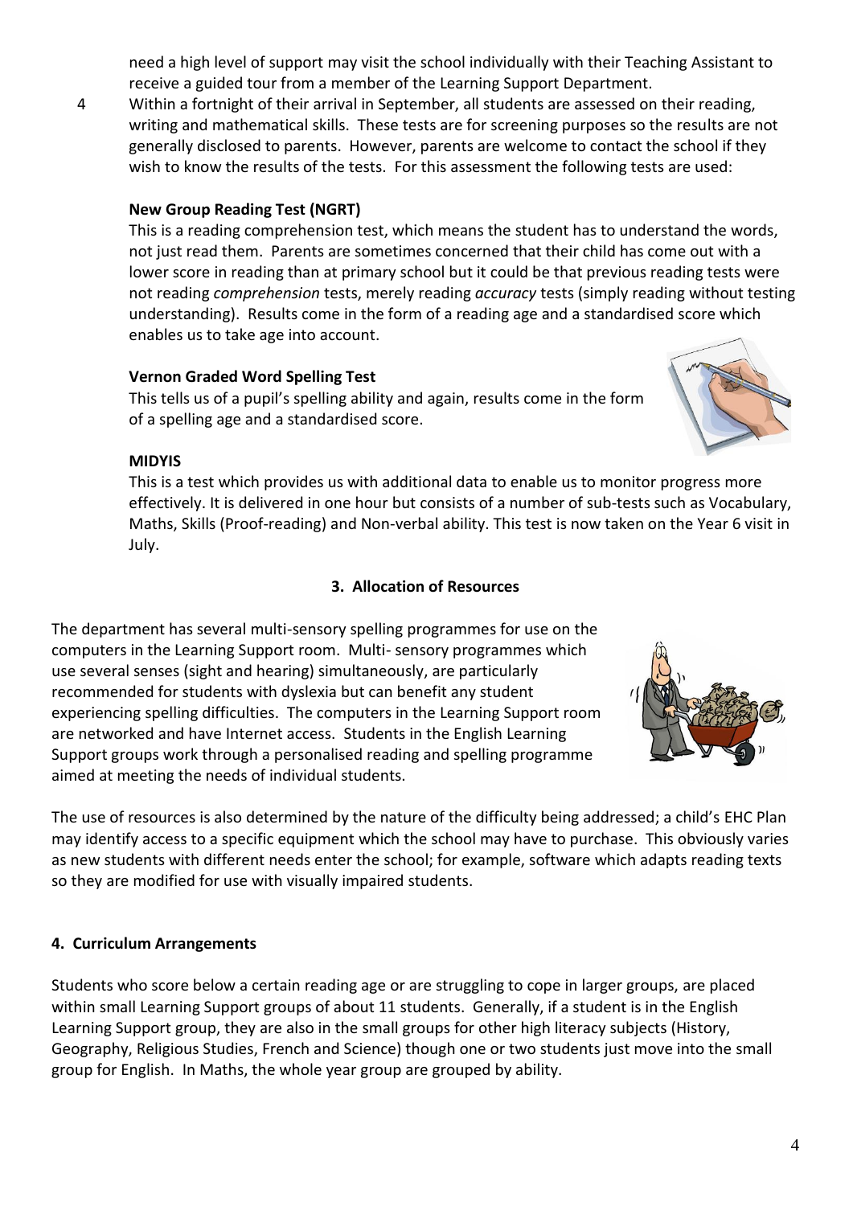need a high level of support may visit the school individually with their Teaching Assistant to receive a guided tour from a member of the Learning Support Department.

4 Within a fortnight of their arrival in September, all students are assessed on their reading, writing and mathematical skills. These tests are for screening purposes so the results are not generally disclosed to parents. However, parents are welcome to contact the school if they wish to know the results of the tests. For this assessment the following tests are used:

**New Group Reading Test (NGRT)**

This is a reading comprehension test, which means the student has to understand the words, not just read them. Parents are sometimes concerned that their child has come out with a lower score in reading than at primary school but it could be that previous reading tests were not reading *comprehension* tests, merely reading *accuracy* tests (simply reading without testing understanding). Results come in the form of a reading age and a standardised score which enables us to take age into account.

**Vernon Graded Word Spelling Test**

This tells us of a pupil's spelling ability and again, results come in the form of a spelling age and a standardised score.

**MIDYIS**

This is a test which provides us with additional data to enable us to monitor progress more effectively. It is delivered in one hour but consists of a number of sub-tests such as Vocabulary, Maths, Skills (Proof-reading) and Non-verbal ability. This test is now taken on the Year 6 visit in July.

## 3. Allocation of Resources

The department has several multi-sensory spelling programmes for use on the computers in the Learning Support room. Multi- sensory programmes which use several senses (sight and hearing) simultaneously, are particularly recommended for students with dyslexia but can benefit any student experiencing spelling difficulties. The computers in the Learning Support room are networked and have Internet access. Students in the English Learning Support groups work through a personalised reading and spelling programme aimed at meeting the needs of individual students.

The use of resources is also determined by the nature of the difficulty being addressed; a child's EHC Plan may identify access to a specific equipment which the school may have to purchase. This obviously varies as new students with different needs enter the school; for example, software which adapts reading texts so they are modified for use with visually impaired students.

## 4. Curriculum Arrangements

Students who score below a certain reading age or are struggling to cope in larger groups, are placed within small Learning Support groups of about 11 students. Generally, if a student is in the English Learning Support group, they are also in the small groups for other high literacy subjects (History, Geography, Religious Studies, French and Science) though one or two students just move into the small group for English. In Maths, the whole year group are grouped by ability.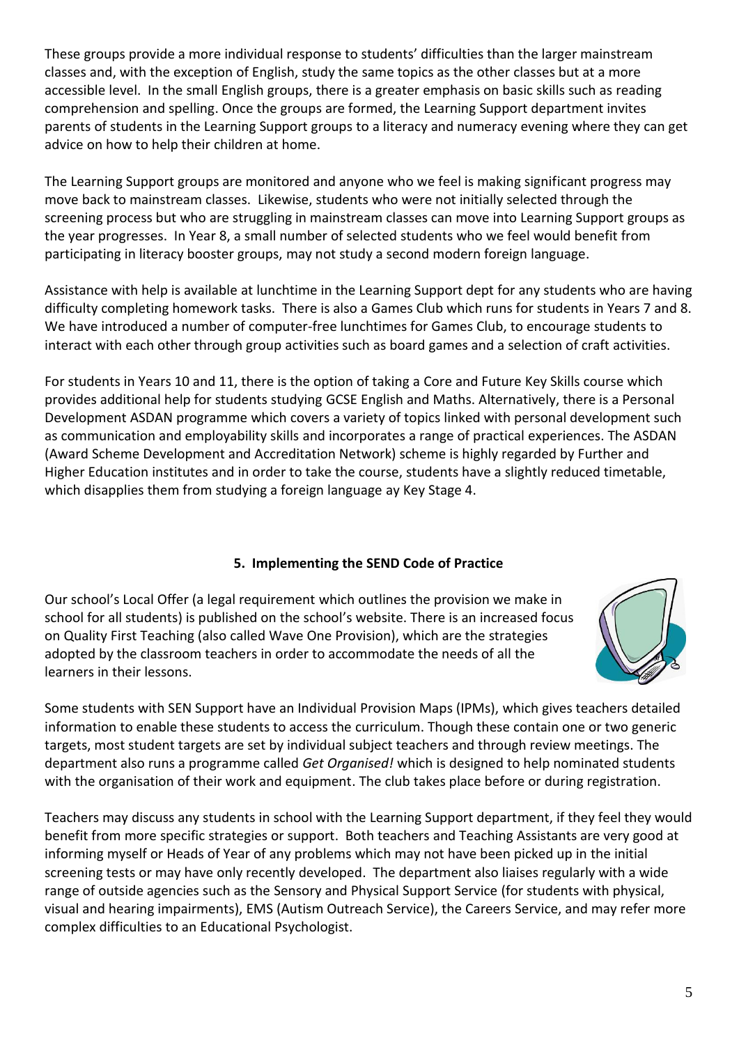These groups provide a more individual response to students' difficulties than the larger mainstream classes and, with the exception of English, study the same topics as the other classes but at a more accessible level. In the small English groups, there is a greater emphasis on basic skills such as reading comprehension and spelling. Once the groups are formed, the Learning Support department invites parents of students in the Learning Support groups to a literacy and numeracy evening where they can get advice on how to help their children at home.

The Learning Support groups are monitored and anyone who we feel is making significant progress may move back to mainstream classes. Likewise, students who were not initially selected through the screening process but who are struggling in mainstream classes can move into Learning Support groups as the year progresses. In Year 8, a small number of selected students who we feel would benefit from participating in literacy booster groups, may not study a second modern foreign language.

Assistance with help is available at lunchtime in the Learning Support dept for any students who are having difficulty completing homework tasks. There is also a Games Club which runs for students in Years 7 and 8. We have introduced a number of computer-free lunchtimes for Games Club, to encourage students to interact with each other through group activities such as board games and a selection of craft activities.

For students in Years 10 and 11, there is the option of taking a Core and Future Key Skills course which provides additional help for students studying GCSE English and Maths. Alternatively, there is a Personal Development ASDAN programme which covers a variety of topics linked with personal development such as communication and employability skills and incorporates a range of practical experiences. The ASDAN (Award Scheme Development and Accreditation Network) scheme is highly regarded by Further and Higher Education institutes and in order to take the course, students have a slightly reduced timetable, which disapplies them from studying a foreign language ay Key Stage 4.

## 5. Implementing the SEND Code of Practice

Our school's Local Offer (a legal requirement which outlines the provision we make in school for all students) is published on the school's website. There is an increased focus on Quality First Teaching (also called Wave One Provision), which are the strategies adopted by the classroom teachers in order to accommodate the needs of all the learners in their lessons.

Some students with SEN Support have an Individual Provision Maps (IPMs), which gives teachers detailed information to enable these students to access the curriculum. Though these contain one or two generic targets, most student targets are set by individual subject teachers and through review meetings. The department also runs a programme called *Get Organised!* which is designed to help nominated students with the organisation of their work and equipment. The club takes place before or during registration.

Teachers may discuss any students in school with the Learning Support department, if they feel they would benefit from more specific strategies or support. Both teachers and Teaching Assistants are very good at informing myself or Heads of Year of any problems which may not have been picked up in the initial screening tests or may have only recently developed. The department also liaises regularly with a wide range of outside agencies such as the Sensory and Physical Support Service (for students with physical, visual and hearing impairments), EMS (Autism Outreach Service), the Careers Service, and may refer more complex difficulties to an Educational Psychologist.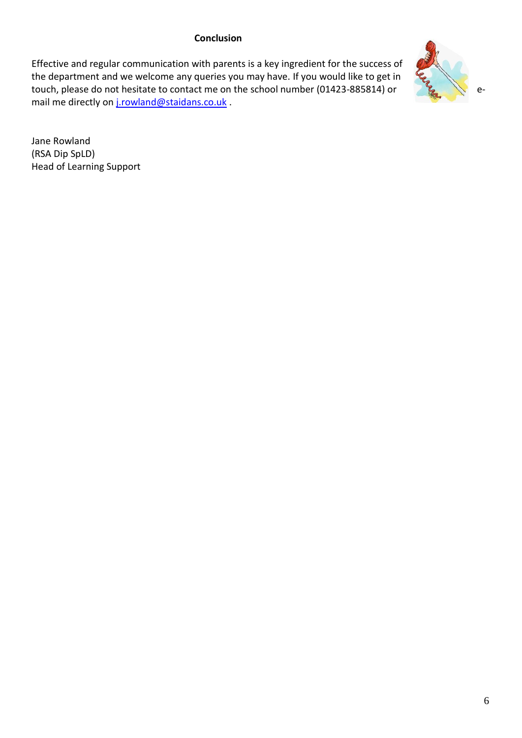**Conclusion**

Effective and regular communication with parents is a key ingredient for the success of the department and we welcome any queries you may have. If you would like to get in touch, please do not hesitate to contact me on the school number (01423-885814) or e-mail me directly on j.rowland@staidans.co.uk .

Jane Rowland
(RSA Dip SpLD)
Head of Learning Support